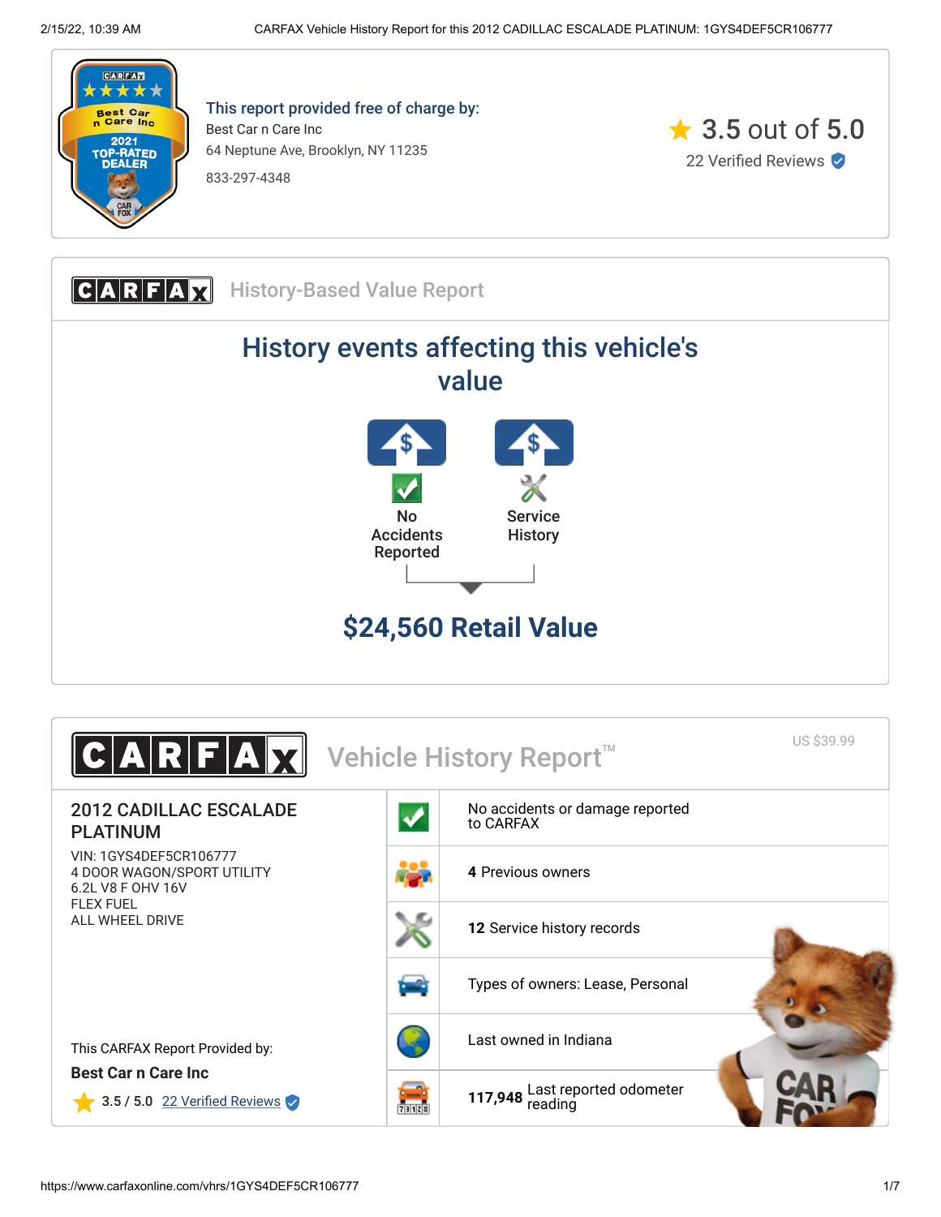**This report provided free of charge by:**

Best Car n Care Inc
64 Neptune Ave, Brooklyn, NY 11235
833-297-4348

3.5 out of 5.0
22 Verified Reviews

## CARFAX History-Based Value Report

### History events affecting this vehicle's value

- No Accidents Reported
- Service History

**$24,560 Retail Value**

## CARFAX Vehicle History Report™

US $39.99

### 2012 CADILLAC ESCALADE PLATINUM

VIN: 1GYS4DEF5CR106777
4 DOOR WAGON/SPORT UTILITY
6.2L V8 F OHV 16V
FLEX FUEL
ALL WHEEL DRIVE

This CARFAX Report Provided by:
**Best Car n Care Inc**
3.5 / 5.0 22 Verified Reviews

- No accidents or damage reported to CARFAX
- **4** Previous owners
- **12** Service history records
- Types of owners: Lease, Personal
- Last owned in Indiana
- **117,948** Last reported odometer reading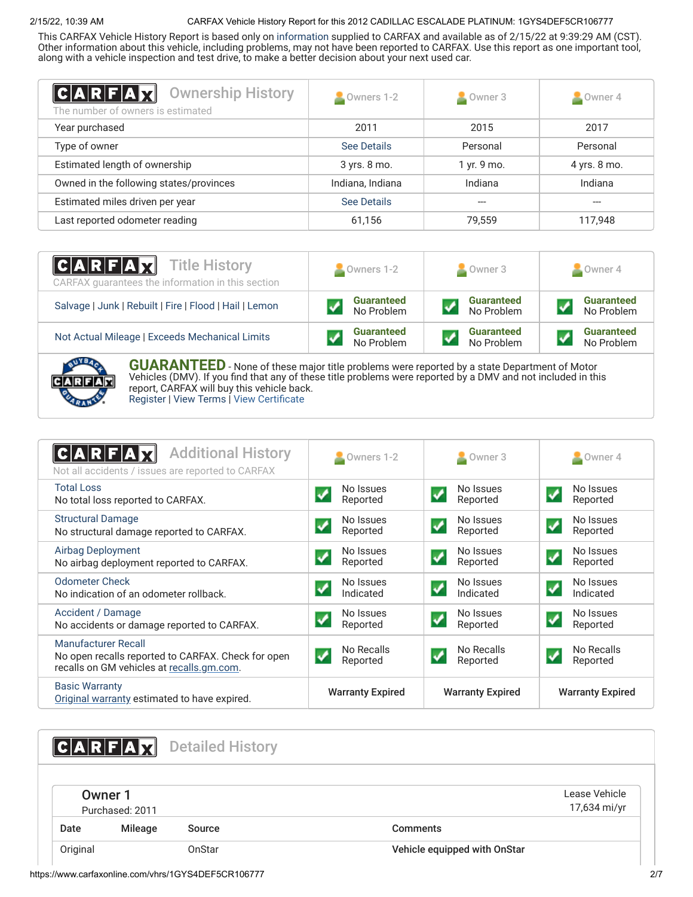This CARFAX Vehicle History Report is based only on information supplied to CARFAX and available as of 2/15/22 at 9:39:29 AM (CST). Other information about this vehicle, including problems, may not have been reported to CARFAX. Use this report as one important tool, along with a vehicle inspection and test drive, to make a better decision about your next used car.

## CARFAX Ownership History

The number of owners is estimated

| | Owners 1-2 | Owner 3 | Owner 4 |
|---|---|---|---|
| Year purchased | 2011 | 2015 | 2017 |
| Type of owner | See Details | Personal | Personal |
| Estimated length of ownership | 3 yrs. 8 mo. | 1 yr. 9 mo. | 4 yrs. 8 mo. |
| Owned in the following states/provinces | Indiana, Indiana | Indiana | Indiana |
| Estimated miles driven per year | See Details | --- | --- |
| Last reported odometer reading | 61,156 | 79,559 | 117,948 |

## CARFAX Title History

CARFAX guarantees the information in this section

| | Owners 1-2 | Owner 3 | Owner 4 |
|---|---|---|---|
| Salvage \| Junk \| Rebuilt \| Fire \| Flood \| Hail \| Lemon | Guaranteed No Problem | Guaranteed No Problem | Guaranteed No Problem |
| Not Actual Mileage \| Exceeds Mechanical Limits | Guaranteed No Problem | Guaranteed No Problem | Guaranteed No Problem |

**GUARANTEED** - None of these major title problems were reported by a state Department of Motor Vehicles (DMV). If you find that any of these title problems were reported by a DMV and not included in this report, CARFAX will buy this vehicle back.
Register | View Terms | View Certificate

## CARFAX Additional History

Not all accidents / issues are reported to CARFAX

| | Owners 1-2 | Owner 3 | Owner 4 |
|---|---|---|---|
| Total Loss<br>No total loss reported to CARFAX. | No Issues Reported | No Issues Reported | No Issues Reported |
| Structural Damage<br>No structural damage reported to CARFAX. | No Issues Reported | No Issues Reported | No Issues Reported |
| Airbag Deployment<br>No airbag deployment reported to CARFAX. | No Issues Reported | No Issues Reported | No Issues Reported |
| Odometer Check<br>No indication of an odometer rollback. | No Issues Indicated | No Issues Indicated | No Issues Indicated |
| Accident / Damage<br>No accidents or damage reported to CARFAX. | No Issues Reported | No Issues Reported | No Issues Reported |
| Manufacturer Recall<br>No open recalls reported to CARFAX. Check for open recalls on GM vehicles at recalls.gm.com. | No Recalls Reported | No Recalls Reported | No Recalls Reported |
| Basic Warranty<br>Original warranty estimated to have expired. | Warranty Expired | Warranty Expired | Warranty Expired |

## CARFAX Detailed History

### Owner 1

Purchased: 2011

Lease Vehicle
17,634 mi/yr

| Date | Mileage | Source | Comments |
|---|---|---|---|
| Original | | OnStar | **Vehicle equipped with OnStar** |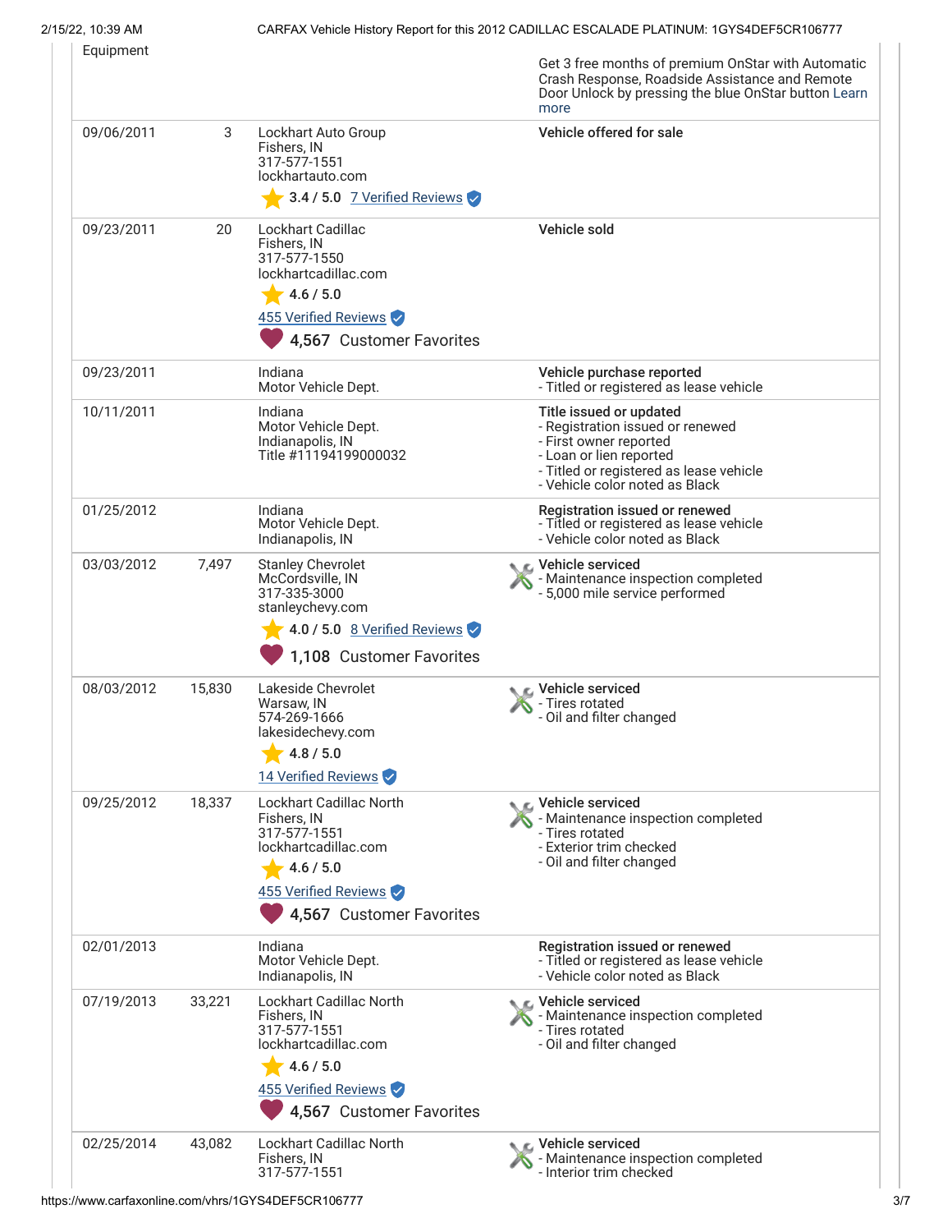| Date | Mileage | Source | Comments |
|---|---|---|---|
| Equipment | | | Get 3 free months of premium OnStar with Automatic Crash Response, Roadside Assistance and Remote Door Unlock by pressing the blue OnStar button Learn more |
| 09/06/2011 | 3 | Lockhart Auto Group<br>Fishers, IN<br>317-577-1551<br>lockhartauto.com<br>3.4 / 5.0 7 Verified Reviews | **Vehicle offered for sale** |
| 09/23/2011 | 20 | Lockhart Cadillac<br>Fishers, IN<br>317-577-1550<br>lockhartcadillac.com<br>4.6 / 5.0<br>455 Verified Reviews<br>4,567 Customer Favorites | **Vehicle sold** |
| 09/23/2011 | | Indiana<br>Motor Vehicle Dept. | **Vehicle purchase reported**<br>- Titled or registered as lease vehicle |
| 10/11/2011 | | Indiana<br>Motor Vehicle Dept.<br>Indianapolis, IN<br>Title #11194199000032 | **Title issued or updated**<br>- Registration issued or renewed<br>- First owner reported<br>- Loan or lien reported<br>- Titled or registered as lease vehicle<br>- Vehicle color noted as Black |
| 01/25/2012 | | Indiana<br>Motor Vehicle Dept.<br>Indianapolis, IN | **Registration issued or renewed**<br>- Titled or registered as lease vehicle<br>- Vehicle color noted as Black |
| 03/03/2012 | 7,497 | Stanley Chevrolet<br>McCordsville, IN<br>317-335-3000<br>stanleychevy.com<br>4.0 / 5.0 8 Verified Reviews<br>1,108 Customer Favorites | **Vehicle serviced**<br>- Maintenance inspection completed<br>- 5,000 mile service performed |
| 08/03/2012 | 15,830 | Lakeside Chevrolet<br>Warsaw, IN<br>574-269-1666<br>lakesidechevy.com<br>4.8 / 5.0<br>14 Verified Reviews | **Vehicle serviced**<br>- Tires rotated<br>- Oil and filter changed |
| 09/25/2012 | 18,337 | Lockhart Cadillac North<br>Fishers, IN<br>317-577-1551<br>lockhartcadillac.com<br>4.6 / 5.0<br>455 Verified Reviews<br>4,567 Customer Favorites | **Vehicle serviced**<br>- Maintenance inspection completed<br>- Tires rotated<br>- Exterior trim checked<br>- Oil and filter changed |
| 02/01/2013 | | Indiana<br>Motor Vehicle Dept.<br>Indianapolis, IN | **Registration issued or renewed**<br>- Titled or registered as lease vehicle<br>- Vehicle color noted as Black |
| 07/19/2013 | 33,221 | Lockhart Cadillac North<br>Fishers, IN<br>317-577-1551<br>lockhartcadillac.com<br>4.6 / 5.0<br>455 Verified Reviews<br>4,567 Customer Favorites | **Vehicle serviced**<br>- Maintenance inspection completed<br>- Tires rotated<br>- Oil and filter changed |
| 02/25/2014 | 43,082 | Lockhart Cadillac North<br>Fishers, IN<br>317-577-1551 | **Vehicle serviced**<br>- Maintenance inspection completed<br>- Interior trim checked |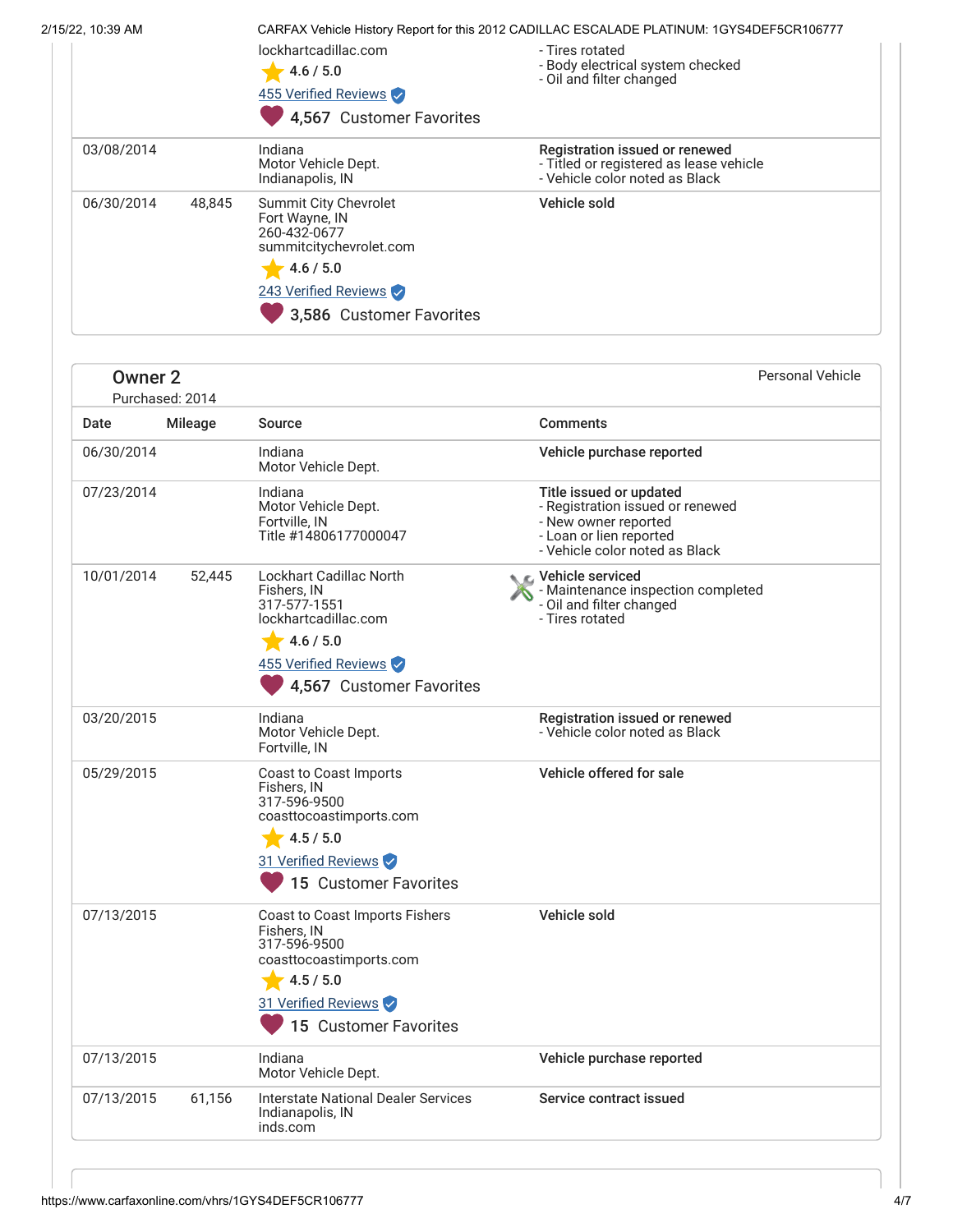| Date | Mileage | Source | Comments |
|---|---|---|---|
| | | lockhartcadillac.com<br>4.6 / 5.0<br>455 Verified Reviews<br>4,567 Customer Favorites | - Tires rotated<br>- Body electrical system checked<br>- Oil and filter changed |
| 03/08/2014 | | Indiana<br>Motor Vehicle Dept.<br>Indianapolis, IN | **Registration issued or renewed**<br>- Titled or registered as lease vehicle<br>- Vehicle color noted as Black |
| 06/30/2014 | 48,845 | Summit City Chevrolet<br>Fort Wayne, IN<br>260-432-0677<br>summitcitychevrolet.com<br>4.6 / 5.0<br>243 Verified Reviews<br>3,586 Customer Favorites | **Vehicle sold** |

## Owner 2

Purchased: 2014

Personal Vehicle

| Date | Mileage | Source | Comments |
|---|---|---|---|
| 06/30/2014 | | Indiana<br>Motor Vehicle Dept. | **Vehicle purchase reported** |
| 07/23/2014 | | Indiana<br>Motor Vehicle Dept.<br>Fortville, IN<br>Title #14806177000047 | **Title issued or updated**<br>- Registration issued or renewed<br>- New owner reported<br>- Loan or lien reported<br>- Vehicle color noted as Black |
| 10/01/2014 | 52,445 | Lockhart Cadillac North<br>Fishers, IN<br>317-577-1551<br>lockhartcadillac.com<br>4.6 / 5.0<br>455 Verified Reviews<br>4,567 Customer Favorites | **Vehicle serviced**<br>- Maintenance inspection completed<br>- Oil and filter changed<br>- Tires rotated |
| 03/20/2015 | | Indiana<br>Motor Vehicle Dept.<br>Fortville, IN | **Registration issued or renewed**<br>- Vehicle color noted as Black |
| 05/29/2015 | | Coast to Coast Imports<br>Fishers, IN<br>317-596-9500<br>coasttocoastimports.com<br>4.5 / 5.0<br>31 Verified Reviews<br>15 Customer Favorites | **Vehicle offered for sale** |
| 07/13/2015 | | Coast to Coast Imports Fishers<br>Fishers, IN<br>317-596-9500<br>coasttocoastimports.com<br>4.5 / 5.0<br>31 Verified Reviews<br>15 Customer Favorites | **Vehicle sold** |
| 07/13/2015 | | Indiana<br>Motor Vehicle Dept. | **Vehicle purchase reported** |
| 07/13/2015 | 61,156 | Interstate National Dealer Services<br>Indianapolis, IN<br>inds.com | **Service contract issued** |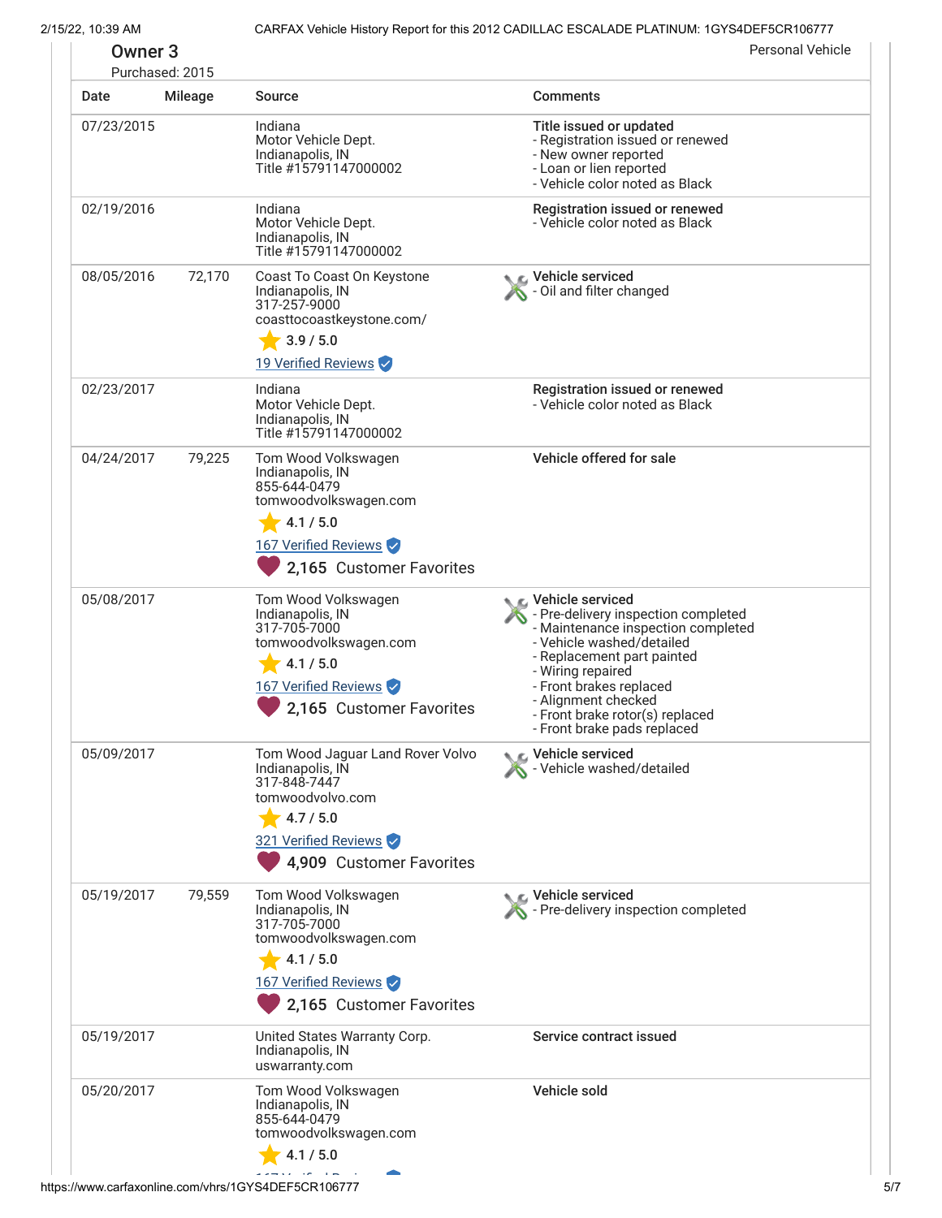## Owner 3

Purchased: 2015

Personal Vehicle

| Date | Mileage | Source | Comments |
|---|---|---|---|
| 07/23/2015 | | Indiana<br>Motor Vehicle Dept.<br>Indianapolis, IN<br>Title #15791147000002 | **Title issued or updated**<br>- Registration issued or renewed<br>- New owner reported<br>- Loan or lien reported<br>- Vehicle color noted as Black |
| 02/19/2016 | | Indiana<br>Motor Vehicle Dept.<br>Indianapolis, IN<br>Title #15791147000002 | **Registration issued or renewed**<br>- Vehicle color noted as Black |
| 08/05/2016 | 72,170 | Coast To Coast On Keystone<br>Indianapolis, IN<br>317-257-9000<br>coasttocoastkeystone.com/<br>3.9 / 5.0<br>19 Verified Reviews | **Vehicle serviced**<br>- Oil and filter changed |
| 02/23/2017 | | Indiana<br>Motor Vehicle Dept.<br>Indianapolis, IN<br>Title #15791147000002 | **Registration issued or renewed**<br>- Vehicle color noted as Black |
| 04/24/2017 | 79,225 | Tom Wood Volkswagen<br>Indianapolis, IN<br>855-644-0479<br>tomwoodvolkswagen.com<br>4.1 / 5.0<br>167 Verified Reviews<br>2,165 Customer Favorites | **Vehicle offered for sale** |
| 05/08/2017 | | Tom Wood Volkswagen<br>Indianapolis, IN<br>317-705-7000<br>tomwoodvolkswagen.com<br>4.1 / 5.0<br>167 Verified Reviews<br>2,165 Customer Favorites | **Vehicle serviced**<br>- Pre-delivery inspection completed<br>- Maintenance inspection completed<br>- Vehicle washed/detailed<br>- Replacement part painted<br>- Wiring repaired<br>- Front brakes replaced<br>- Alignment checked<br>- Front brake rotor(s) replaced<br>- Front brake pads replaced |
| 05/09/2017 | | Tom Wood Jaguar Land Rover Volvo<br>Indianapolis, IN<br>317-848-7447<br>tomwoodvolvo.com<br>4.7 / 5.0<br>321 Verified Reviews<br>4,909 Customer Favorites | **Vehicle serviced**<br>- Vehicle washed/detailed |
| 05/19/2017 | 79,559 | Tom Wood Volkswagen<br>Indianapolis, IN<br>317-705-7000<br>tomwoodvolkswagen.com<br>4.1 / 5.0<br>167 Verified Reviews<br>2,165 Customer Favorites | **Vehicle serviced**<br>- Pre-delivery inspection completed |
| 05/19/2017 | | United States Warranty Corp.<br>Indianapolis, IN<br>uswarranty.com | **Service contract issued** |
| 05/20/2017 | | Tom Wood Volkswagen<br>Indianapolis, IN<br>855-644-0479<br>tomwoodvolkswagen.com<br>4.1 / 5.0 | **Vehicle sold** |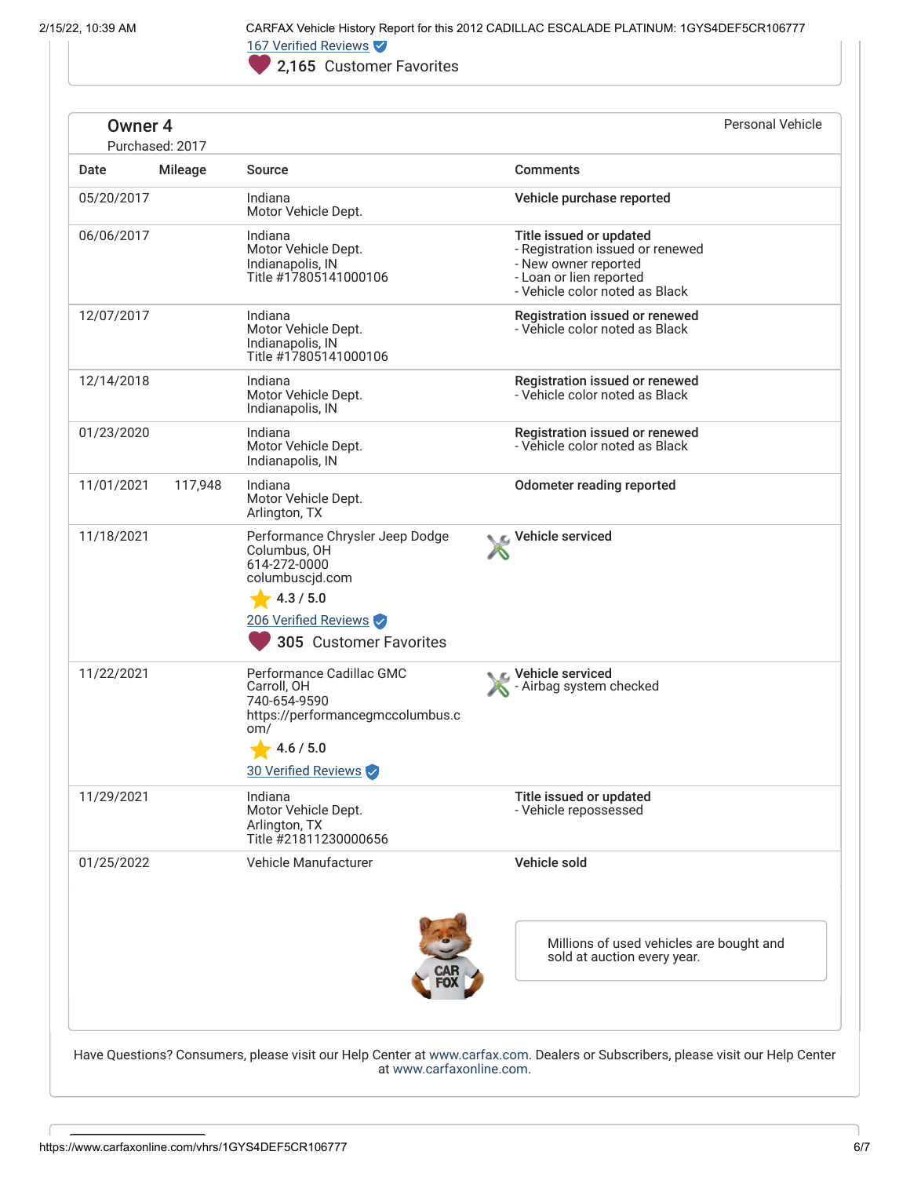167 Verified Reviews

2,165 Customer Favorites

## Owner 4

Purchased: 2017

Personal Vehicle

| Date | Mileage | Source | Comments |
|---|---|---|---|
| 05/20/2017 | | Indiana Motor Vehicle Dept. | **Vehicle purchase reported** |
| 06/06/2017 | | Indiana Motor Vehicle Dept. Indianapolis, IN Title #17805141000106 | **Title issued or updated** - Registration issued or renewed - New owner reported - Loan or lien reported - Vehicle color noted as Black |
| 12/07/2017 | | Indiana Motor Vehicle Dept. Indianapolis, IN Title #17805141000106 | **Registration issued or renewed** - Vehicle color noted as Black |
| 12/14/2018 | | Indiana Motor Vehicle Dept. Indianapolis, IN | **Registration issued or renewed** - Vehicle color noted as Black |
| 01/23/2020 | | Indiana Motor Vehicle Dept. Indianapolis, IN | **Registration issued or renewed** - Vehicle color noted as Black |
| 11/01/2021 | 117,948 | Indiana Motor Vehicle Dept. Arlington, TX | **Odometer reading reported** |
| 11/18/2021 | | Performance Chrysler Jeep Dodge Columbus, OH 614-272-0000 columbuscjd.com 4.3 / 5.0 206 Verified Reviews 305 Customer Favorites | **Vehicle serviced** |
| 11/22/2021 | | Performance Cadillac GMC Carroll, OH 740-654-9590 https://performancegmccolumbus.com/ 4.6 / 5.0 30 Verified Reviews | **Vehicle serviced** - Airbag system checked |
| 11/29/2021 | | Indiana Motor Vehicle Dept. Arlington, TX Title #21811230000656 | **Title issued or updated** - Vehicle repossessed |
| 01/25/2022 | | Vehicle Manufacturer | **Vehicle sold** |

Millions of used vehicles are bought and sold at auction every year.

Have Questions? Consumers, please visit our Help Center at www.carfax.com. Dealers or Subscribers, please visit our Help Center at www.carfaxonline.com.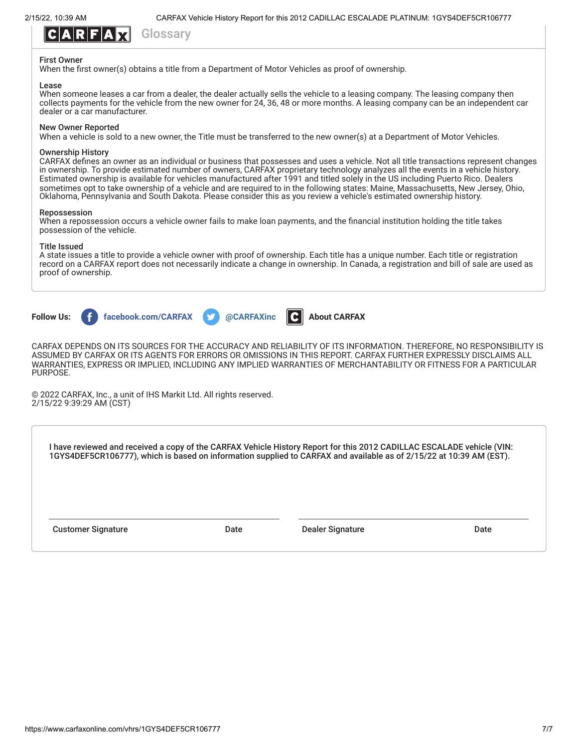## CARFAX Glossary

**First Owner**
When the first owner(s) obtains a title from a Department of Motor Vehicles as proof of ownership.

**Lease**
When someone leases a car from a dealer, the dealer actually sells the vehicle to a leasing company. The leasing company then collects payments for the vehicle from the new owner for 24, 36, 48 or more months. A leasing company can be an independent car dealer or a car manufacturer.

**New Owner Reported**
When a vehicle is sold to a new owner, the Title must be transferred to the new owner(s) at a Department of Motor Vehicles.

**Ownership History**
CARFAX defines an owner as an individual or business that possesses and uses a vehicle. Not all title transactions represent changes in ownership. To provide estimated number of owners, CARFAX proprietary technology analyzes all the events in a vehicle history. Estimated ownership is available for vehicles manufactured after 1991 and titled solely in the US including Puerto Rico. Dealers sometimes opt to take ownership of a vehicle and are required to in the following states: Maine, Massachusetts, New Jersey, Ohio, Oklahoma, Pennsylvania and South Dakota. Please consider this as you review a vehicle's estimated ownership history.

**Repossession**
When a repossession occurs a vehicle owner fails to make loan payments, and the financial institution holding the title takes possession of the vehicle.

**Title Issued**
A state issues a title to provide a vehicle owner with proof of ownership. Each title has a unique number. Each title or registration record on a CARFAX report does not necessarily indicate a change in ownership. In Canada, a registration and bill of sale are used as proof of ownership.

**Follow Us:** facebook.com/CARFAX @CARFAXinc **About CARFAX**

CARFAX DEPENDS ON ITS SOURCES FOR THE ACCURACY AND RELIABILITY OF ITS INFORMATION. THEREFORE, NO RESPONSIBILITY IS ASSUMED BY CARFAX OR ITS AGENTS FOR ERRORS OR OMISSIONS IN THIS REPORT. CARFAX FURTHER EXPRESSLY DISCLAIMS ALL WARRANTIES, EXPRESS OR IMPLIED, INCLUDING ANY IMPLIED WARRANTIES OF MERCHANTABILITY OR FITNESS FOR A PARTICULAR PURPOSE.

© 2022 CARFAX, Inc., a unit of IHS Markit Ltd. All rights reserved.
2/15/22 9:39:29 AM (CST)

**I have reviewed and received a copy of the CARFAX Vehicle History Report for this 2012 CADILLAC ESCALADE vehicle (VIN: 1GYS4DEF5CR106777), which is based on information supplied to CARFAX and available as of 2/15/22 at 10:39 AM (EST).**

| Customer Signature | Date | Dealer Signature | Date |
|---|---|---|---|
| | | | |